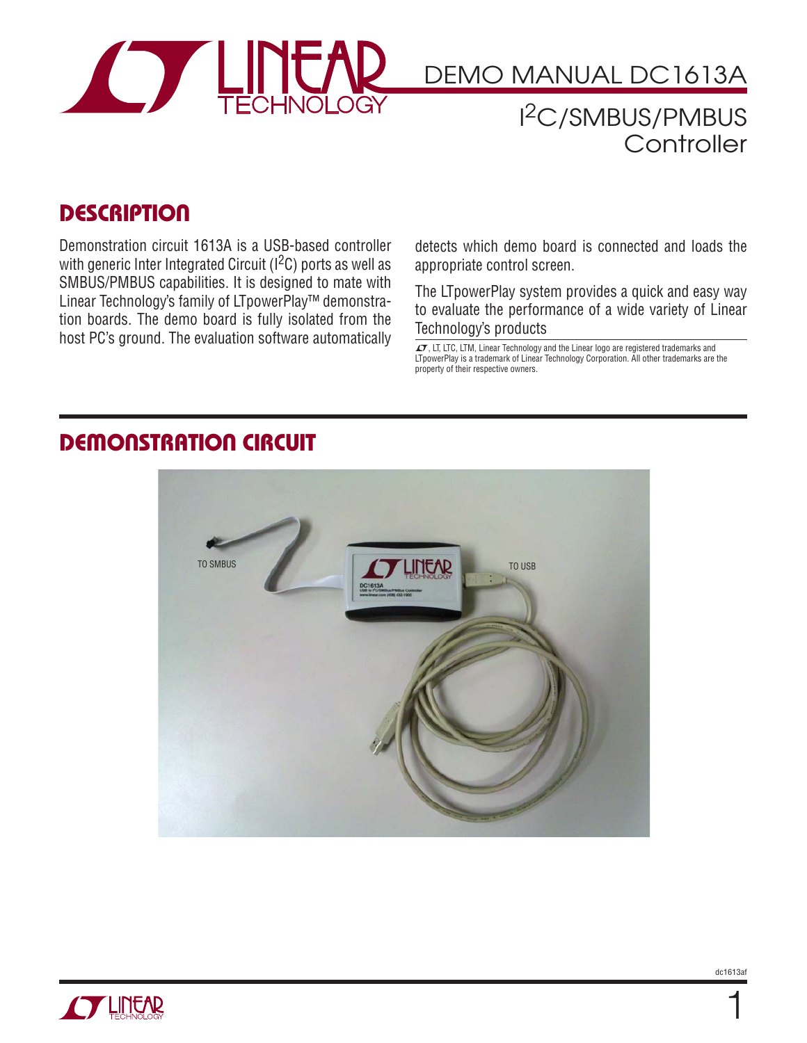# DEMO MANUAL DC1613A

## I$^2$C/SMBUS/PMBUS Controller

## DESCRIPTION

Demonstration circuit 1613A is a USB-based controller with generic Inter Integrated Circuit (I$^2$C) ports as well as SMBUS/PMBUS capabilities. It is designed to mate with Linear Technology's family of LTpowerPlay™ demonstration boards. The demo board is fully isolated from the host PC's ground. The evaluation software automatically detects which demo board is connected and loads the appropriate control screen.

The LTpowerPlay system provides a quick and easy way to evaluate the performance of a wide variety of Linear Technology's products

LT, LT, LTC, LTM, Linear Technology and the Linear logo are registered trademarks and LTpowerPlay is a trademark of Linear Technology Corporation. All other trademarks are the property of their respective owners.

## DEMONSTRATION CIRCUIT

TO SMBUS

TO USB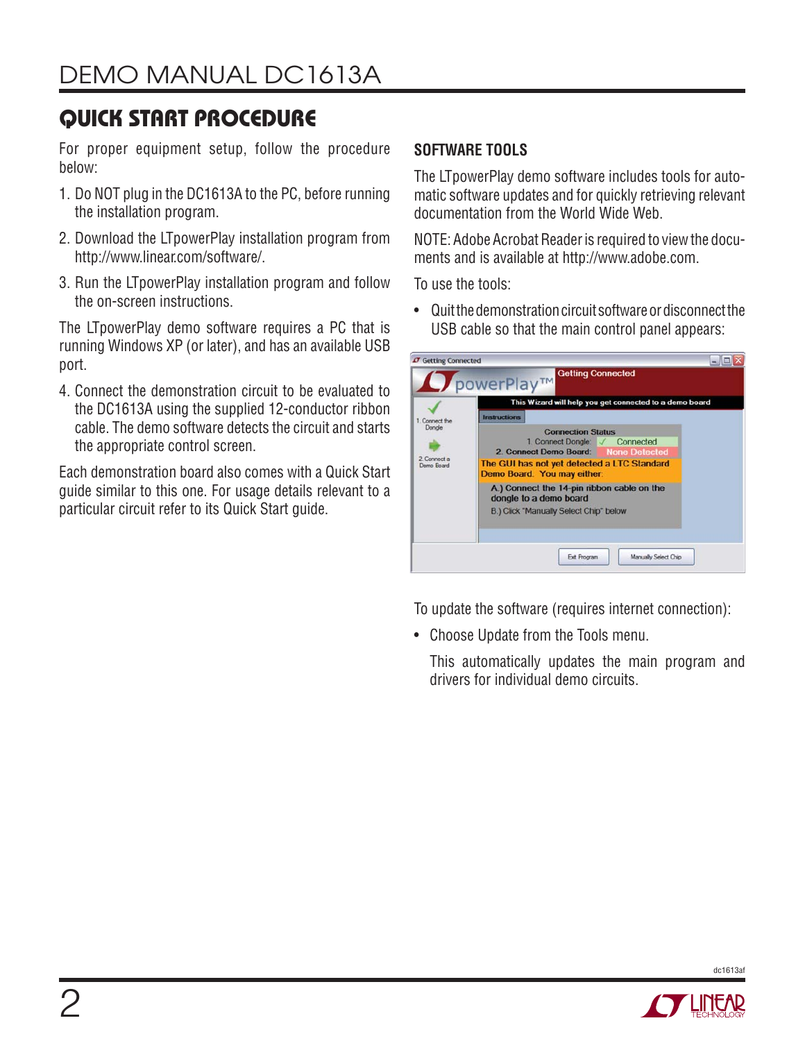## QUICK START PROCEDURE

For proper equipment setup, follow the procedure below:

1. Do NOT plug in the DC1613A to the PC, before running the installation program.
2. Download the LTpowerPlay installation program from http://www.linear.com/software/.
3. Run the LTpowerPlay installation program and follow the on-screen instructions.

The LTpowerPlay demo software requires a PC that is running Windows XP (or later), and has an available USB port.

4. Connect the demonstration circuit to be evaluated to the DC1613A using the supplied 12-conductor ribbon cable. The demo software detects the circuit and starts the appropriate control screen.

Each demonstration board also comes with a Quick Start guide similar to this one. For usage details relevant to a particular circuit refer to its Quick Start guide.

### SOFTWARE TOOLS

The LTpowerPlay demo software includes tools for automatic software updates and for quickly retrieving relevant documentation from the World Wide Web.

NOTE: Adobe Acrobat Reader is required to view the documents and is available at http://www.adobe.com.

To use the tools:

- Quit the demonstration circuit software or disconnect the USB cable so that the main control panel appears:

To update the software (requires internet connection):

- Choose Update from the Tools menu.

  This automatically updates the main program and drivers for individual demo circuits.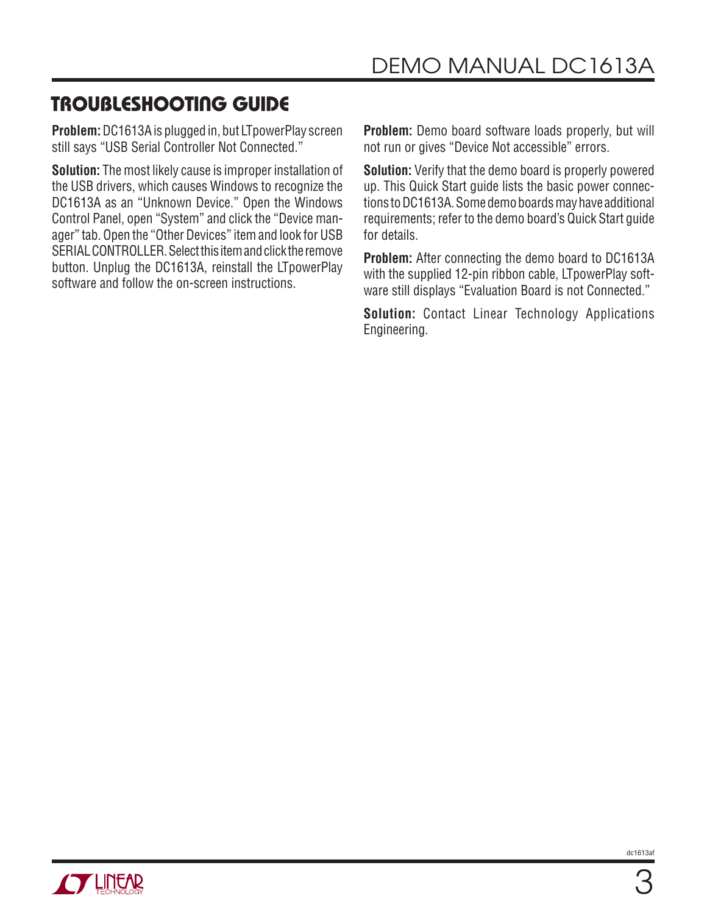# TROUBLESHOOTING GUIDE

**Problem:** DC1613A is plugged in, but LTpowerPlay screen still says "USB Serial Controller Not Connected."

**Solution:** The most likely cause is improper installation of the USB drivers, which causes Windows to recognize the DC1613A as an "Unknown Device." Open the Windows Control Panel, open "System" and click the "Device manager" tab. Open the "Other Devices" item and look for USB SERIAL CONTROLLER. Select this item and click the remove button. Unplug the DC1613A, reinstall the LTpowerPlay software and follow the on-screen instructions.

**Problem:** Demo board software loads properly, but will not run or gives "Device Not accessible" errors.

**Solution:** Verify that the demo board is properly powered up. This Quick Start guide lists the basic power connections to DC1613A. Some demo boards may have additional requirements; refer to the demo board's Quick Start guide for details.

**Problem:** After connecting the demo board to DC1613A with the supplied 12-pin ribbon cable, LTpowerPlay software still displays "Evaluation Board is not Connected."

**Solution:** Contact Linear Technology Applications Engineering.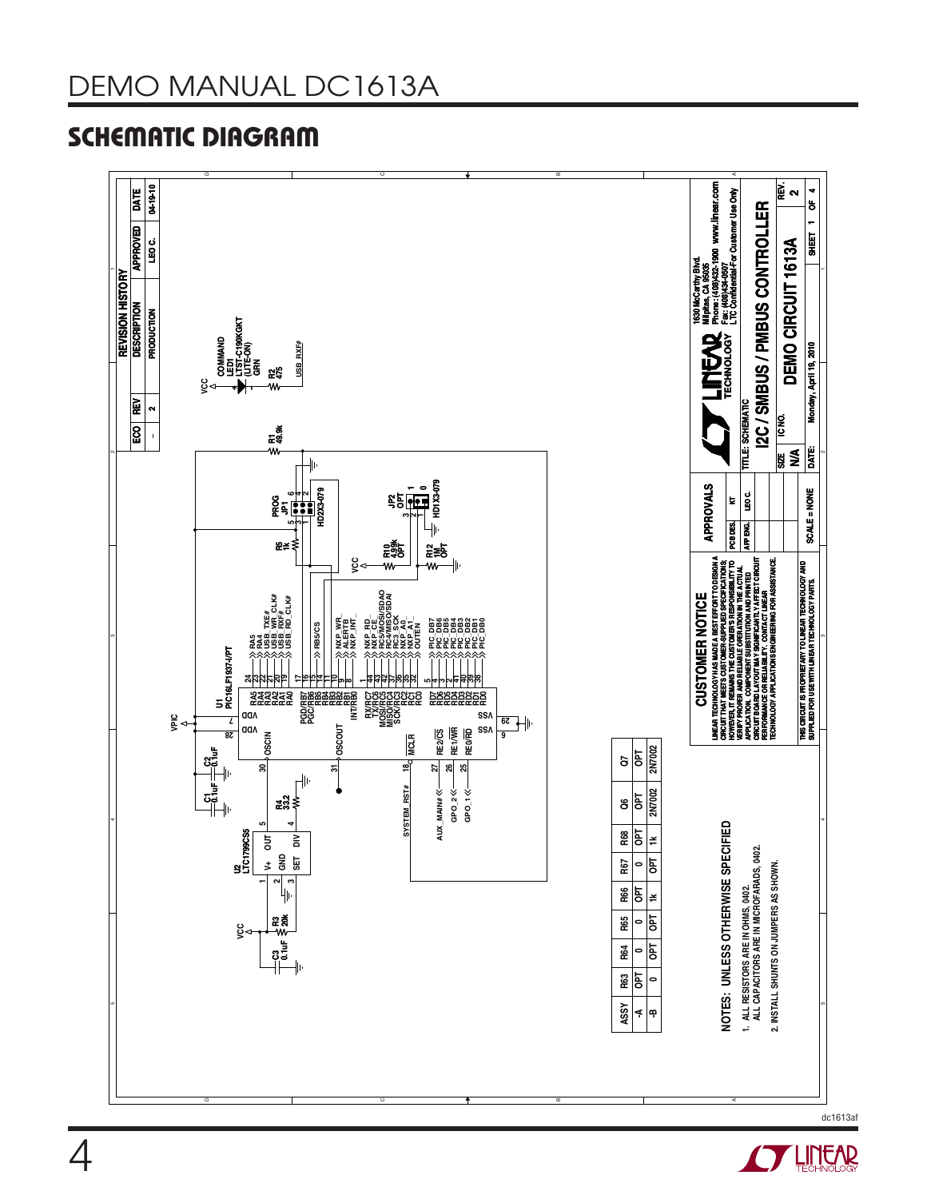## SCHEMATIC DIAGRAM

**REVISION HISTORY**

| ECO | REV | DESCRIPTION | APPROVED | DATE |
|---|---|---|---|---|
| - | 2 | PRODUCTION | LEO C. | 04-19-10 |

| ASSY | R63 | R64 | R65 | R66 | R67 | R68 | Q6 | Q7 |
|---|---|---|---|---|---|---|---|---|
| -A | OPT | 0 | 0 | OPT | 0 | OPT | OPT | OPT |
| -B | 0 | OPT | OPT | 1k | OPT | 1k | 2N7002 | 2N7002 |

NOTES: UNLESS OTHERWISE SPECIFIED

1. ALL RESISTORS ARE IN OHMS, 0402. ALL CAPACITORS ARE IN MICROFARADS, 0402.
2. INSTALL SHUNTS ON JUMPERS AS SHOWN.

**CUSTOMER NOTICE**

LINEAR TECHNOLOGY HAS MADE A BEST EFFORT TO DESIGN A CIRCUIT THAT MEETS CUSTOMER-SUPPLIED SPECIFICATIONS; HOWEVER, IT REMAINS THE CUSTOMER'S RESPONSIBILITY TO VERIFY PROPER AND RELIABLE OPERATION IN THE ACTUAL APPLICATION. COMPONENT SUBSTITUTION AND PRINTED CIRCUIT BOARD LAYOUT MAY SIGNIFICANTLY AFFECT CIRCUIT PERFORMANCE OR RELIABILITY. CONTACT LINEAR TECHNOLOGY APPLICATIONS ENGINEERING FOR ASSISTANCE.

THIS CIRCUIT IS PROPRIETARY TO LINEAR TECHNOLOGY AND SUPPLIED FOR USE WITH LINEAR TECHNOLOGY PARTS.

| APPROVALS | |
|---|---|
| PCB DES. | KT |
| APP ENG. | LEO C. |

SCALE = NONE

LINEAR TECHNOLOGY, 1630 McCarthy Blvd., Milpitas, CA 95035, Phone: (408)432-1900 www.linear.com, Fax: (408)434-0507, LTC Confidential-For Customer Use Only

TITLE: SCHEMATIC — I2C / SMBUS / PMBUS CONTROLLER

SIZE: N/A — IC NO. — DEMO CIRCUIT 1613A — REV. 2

DATE: Monday, April 19, 2010 — SHEET 1 OF 4

Components: U1 PIC16LF1937-I/PT; U2 LTC1799CS5; C1 0.1uF; C2 0.1uF; C3 0.1uF; R1 49.9k; R2 475; R3 20k; R4 33.2; R5 1k; R10 4.99k OPT; R12 1M OPT; LED1 LTST-C190KGKT (LITE-ON) GRN COMMAND; JP1 PROG HD2X3-079; JP2 OPT HD1X3-079.

U1 signals: RA5, RA4, USB_TXE#, USB_WR_CLK#, USB_RXF#, USB_RD_CLK#, RB5/CS, NXP_WR_, ALERTB, NXP_INT_, NXP_RD_, NXP_CE_, RC5/MOSI/SDAO, RC4/MISO/SDAI, RC3_SCK, NXP_A0, NXP_A1_, OUTEN, PIC_DB7–PIC_DB0, SYSTEM_RST#, AUX_MAIN#, GPO_2, GPO_1, VPIC, VCC.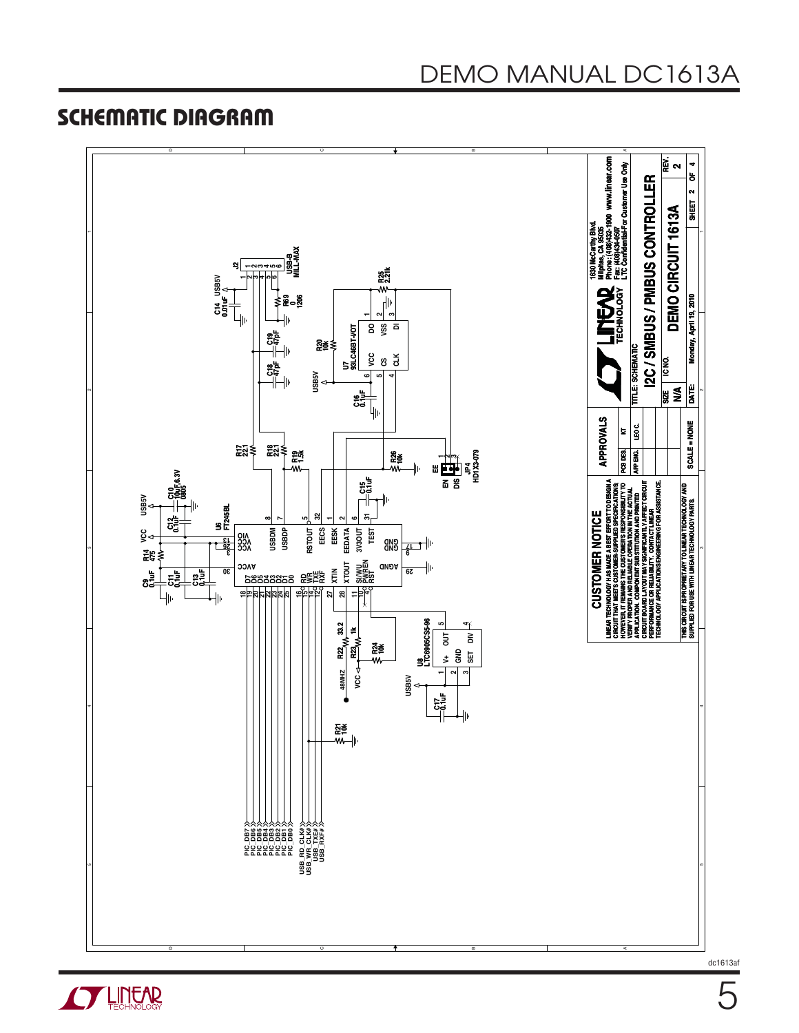## SCHEMATIC DIAGRAM

**CUSTOMER NOTICE**

LINEAR TECHNOLOGY HAS MADE A BEST EFFORT TO DESIGN A CIRCUIT THAT MEETS CUSTOMER-SUPPLIED SPECIFICATIONS; HOWEVER, IT REMAINS THE CUSTOMER'S RESPONSIBILITY TO VERIFY PROPER AND RELIABLE OPERATION IN THE ACTUAL APPLICATION. COMPONENT SUBSTITUTION AND PRINTED CIRCUIT BOARD LAYOUT MAY SIGNIFICANTLY AFFECT CIRCUIT PERFORMANCE OR RELIABILITY. CONTACT LINEAR TECHNOLOGY APPLICATIONS ENGINEERING FOR ASSISTANCE.

THIS CIRCUIT IS PROPRIETARY TO LINEAR TECHNOLOGY AND SUPPLIED FOR USE WITH LINEAR TECHNOLOGY PARTS.

| APPROVALS | |
|---|---|
| PCB DES. | KT |
| APP ENG. | LEO C. |

SCALE = NONE

1630 McCarthy Blvd.
Milpitas, CA 95035
Phone: (408)432-1900 www.linear.com
Fax: (408)434-0507
LTC Confidential-For Customer Use Only

TITLE: SCHEMATIC
I2C / SMBUS / PMBUS CONTROLLER

| SIZE | IC NO. | | REV. |
|---|---|---|---|
| N/A | | DEMO CIRCUIT 1613A | 2 |

DATE: Monday, April 19, 2010 SHEET 2 OF 4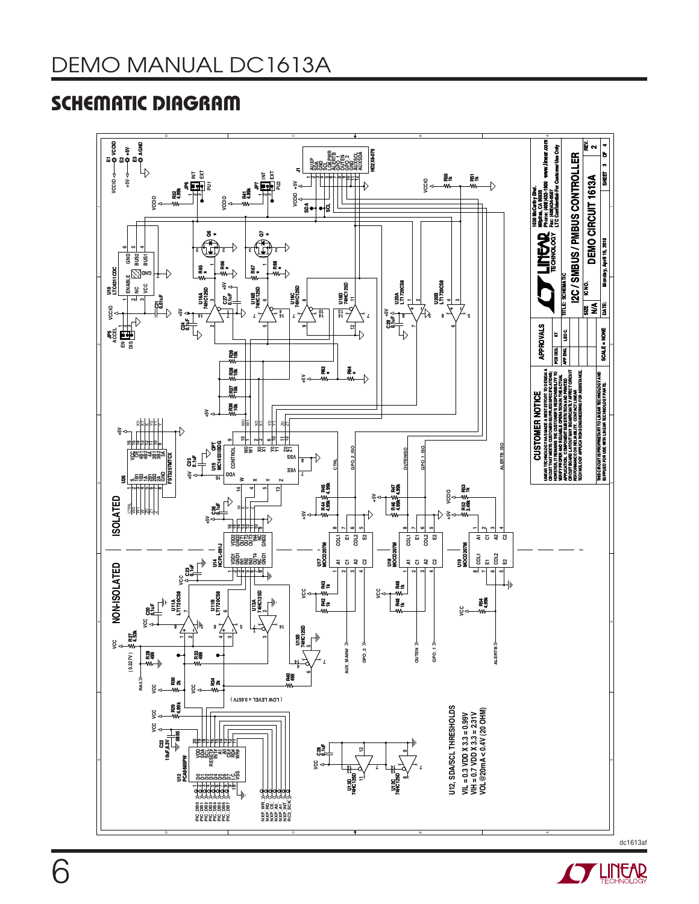# SCHEMATIC DIAGRAM

ISOLATED

NON-ISOLATED

U12, SDA/SCL THRESHOLDS
VIL = 0.3 VDD X 3.3 = 0.99V
VIH = 0.7 VDD X 3.3 = 2.31V
VOL @20mA < 0.4V (20 OHM)

**CUSTOMER NOTICE**

LINEAR TECHNOLOGY HAS MADE A BEST EFFORT TO DESIGN A CIRCUIT THAT MEETS CUSTOMER-SUPPLIED SPECIFICATIONS; HOWEVER, IT REMAINS THE CUSTOMER'S RESPONSIBILITY TO VERIFY PROPER AND RELIABLE OPERATION IN THE ACTUAL APPLICATION. COMPONENT SUBSTITUTION AND PRINTED CIRCUIT BOARD LAYOUT MAY SIGNIFICANTLY AFFECT CIRCUIT PERFORMANCE OR RELIABILITY. CONTACT LINEAR TECHNOLOGY APPLICATIONS ENGINEERING FOR ASSISTANCE.

THIS CIRCUIT IS PROPRIETARY TO LINEAR TECHNOLOGY AND SUPPLIED FOR USE WITH LINEAR TECHNOLOGY PARTS.

| APPROVALS | |
|---|---|
| PCB DES. | KT |
| APP ENG. | LEO C |

SCALE = NONE

LINEAR TECHNOLOGY
1630 McCarthy Blvd.
Milpitas, CA 95035
Phone: (408)432-1900 www.linear.com
Fax: (408)434-0507
LTC Confidential-For Customer Use Only

TITLE: SCHEMATIC
I2C / SMBUS / PMBUS CONTROLLER

| SIZE | IC NO. | | REV. |
|---|---|---|---|
| N/A | DEMO CIRCUIT 1613A | | 2 |

DATE: Monday, April 19, 2010 SHEET 3 OF 4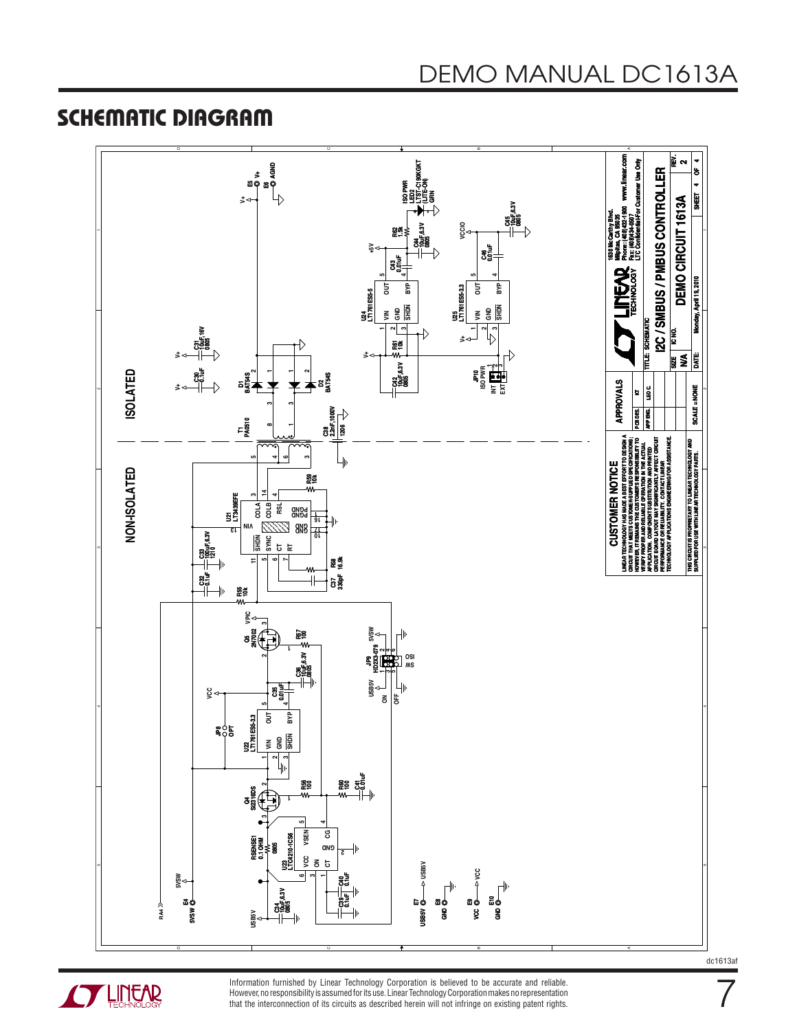## SCHEMATIC DIAGRAM

ISOLATED

NON-ISOLATED

**CUSTOMER NOTICE**

LINEAR TECHNOLOGY HAS MADE A BEST EFFORT TO DESIGN A CIRCUIT THAT MEETS CUSTOMER-SUPPLIED SPECIFICATIONS; HOWEVER, IT REMAINS THE CUSTOMER'S RESPONSIBILITY TO VERIFY PROPER AND RELIABLE OPERATION IN THE ACTUAL APPLICATION. COMPONENT SUBSTITUTION AND PRINTED CIRCUIT BOARD LAYOUT MAY SIGNIFICANTLY AFFECT CIRCUIT PERFORMANCE OR RELIABILITY. CONTACT LINEAR TECHNOLOGY APPLICATIONS ENGINEERING FOR ASSISTANCE.

THIS CIRCUIT IS PROPRIETARY TO LINEAR TECHNOLOGY AND SUPPLIED FOR USE WITH LINEAR TECHNOLOGY PARTS.

| APPROVALS | |
| --- | --- |
| PCB DES. | KT |
| APP ENG. | LEO C. |

SCALE = NONE

1630 McCarthy Blvd.
Milpitas, CA 95035
Phone: (408)432-1900 www.linear.com
Fax: (408)434-0507
LTC Confidential-For Customer Use Only

TITLE: SCHEMATIC
I2C / SMBUS / PMBUS CONTROLLER

| SIZE | IC NO. | | REV. |
| --- | --- | --- | --- |
| N/A | | DEMO CIRCUIT 1613A | 2 |

DATE: Monday, April 19, 2010 SHEET 4 OF 4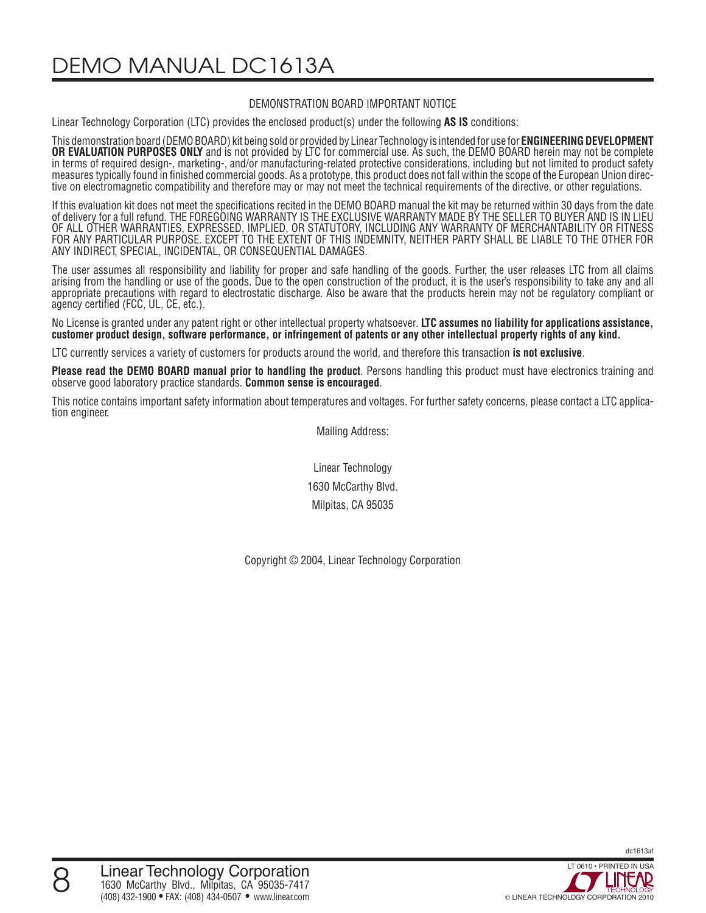DEMONSTRATION BOARD IMPORTANT NOTICE

Linear Technology Corporation (LTC) provides the enclosed product(s) under the following **AS IS** conditions:

This demonstration board (DEMO BOARD) kit being sold or provided by Linear Technology is intended for use for **ENGINEERING DEVELOPMENT OR EVALUATION PURPOSES ONLY** and is not provided by LTC for commercial use. As such, the DEMO BOARD herein may not be complete in terms of required design-, marketing-, and/or manufacturing-related protective considerations, including but not limited to product safety measures typically found in finished commercial goods. As a prototype, this product does not fall within the scope of the European Union directive on electromagnetic compatibility and therefore may or may not meet the technical requirements of the directive, or other regulations.

If this evaluation kit does not meet the specifications recited in the DEMO BOARD manual the kit may be returned within 30 days from the date of delivery for a full refund. THE FOREGOING WARRANTY IS THE EXCLUSIVE WARRANTY MADE BY THE SELLER TO BUYER AND IS IN LIEU OF ALL OTHER WARRANTIES, EXPRESSED, IMPLIED, OR STATUTORY, INCLUDING ANY WARRANTY OF MERCHANTABILITY OR FITNESS FOR ANY PARTICULAR PURPOSE. EXCEPT TO THE EXTENT OF THIS INDEMNITY, NEITHER PARTY SHALL BE LIABLE TO THE OTHER FOR ANY INDIRECT, SPECIAL, INCIDENTAL, OR CONSEQUENTIAL DAMAGES.

The user assumes all responsibility and liability for proper and safe handling of the goods. Further, the user releases LTC from all claims arising from the handling or use of the goods. Due to the open construction of the product, it is the user's responsibility to take any and all appropriate precautions with regard to electrostatic discharge. Also be aware that the products herein may not be regulatory compliant or agency certified (FCC, UL, CE, etc.).

No License is granted under any patent right or other intellectual property whatsoever. **LTC assumes no liability for applications assistance, customer product design, software performance, or infringement of patents or any other intellectual property rights of any kind.**

LTC currently services a variety of customers for products around the world, and therefore this transaction **is not exclusive**.

**Please read the DEMO BOARD manual prior to handling the product**. Persons handling this product must have electronics training and observe good laboratory practice standards. **Common sense is encouraged**.

This notice contains important safety information about temperatures and voltages. For further safety concerns, please contact a LTC application engineer.

Mailing Address:

Linear Technology
1630 McCarthy Blvd.
Milpitas, CA 95035

Copyright © 2004, Linear Technology Corporation

Linear Technology Corporation
1630 McCarthy Blvd., Milpitas, CA 95035-7417
(408) 432-1900 • FAX: (408) 434-0507 • www.linear.com

LT 0610 • PRINTED IN USA
© LINEAR TECHNOLOGY CORPORATION 2010